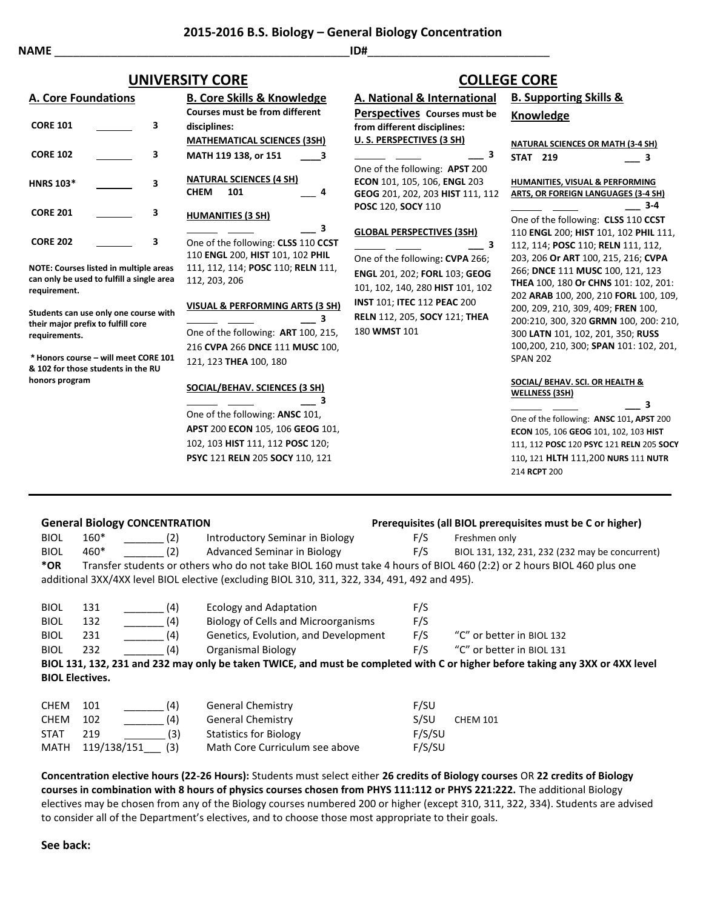# 2015-2016 B.S. Biology – General Biology Concentration

**NAME** ________________________________________________ **ID#**_____________________________

## UNIVERSITY CORE

### A. Core Foundations

**CORE 101** _______ **3**

**CORE 102** _______ **3**

**HNRS 103*** _______ **3**

**CORE 201** _______ **3**

**CORE 202** _______ **3**

**NOTE: Courses listed in multiple areas can only be used to fulfill a single area requirement.**

**Students can use only one course with their major prefix to fulfill core requirements.**

**\* Honors course – will meet CORE 101 & 102 for those students in the RU honors program**

### B. Core Skills & Knowledge

**Courses must be from different disciplines:**

**MATHEMATICAL SCIENCES (3SH)**

**MATH 119 138, or 151** ____**3**

**NATURAL SCIENCES (4 SH)**

**CHEM 101** ___ **4**

**HUMANITIES (3 SH)**

______ _____ ___ **3**

One of the following: **CLSS** 110 **CCST** 110 **ENGL** 200, **HIST** 101, 102 **PHIL** 111, 112, 114; **POSC** 110; **RELN** 111, 112, 203, 206

**VISUAL & PERFORMING ARTS (3 SH)**

______ _____ ___ **3**

One of the following: **ART** 100, 215, 216 **CVPA** 266 **DNCE** 111 **MUSC** 100, 121, 123 **THEA** 100, 180

**SOCIAL/BEHAV. SCIENCES (3 SH)**

______ _____ ___ **3**

One of the following: **ANSC** 101, **APST** 200 **ECON** 105, 106 **GEOG** 101, 102, 103 **HIST** 111, 112 **POSC** 120; **PSYC** 121 **RELN** 205 **SOCY** 110, 121

## COLLEGE CORE

### A. National & International Perspectives

**Courses must be from different disciplines:**

**U. S. PERSPECTIVES (3 SH)**

______ _____ ___ **3**

One of the following: **APST** 200 **ECON** 101, 105, 106, **ENGL** 203 **GEOG** 201, 202, 203 **HIST** 111, 112 **POSC** 120, **SOCY** 110

**GLOBAL PERSPECTIVES (3SH)**

______ _____ ___ **3**

One of the following**: CVPA** 266; **ENGL** 201, 202; **FORL** 103; **GEOG** 101, 102, 140, 280 **HIST** 101, 102 **INST** 101; **ITEC** 112 **PEAC** 200 **RELN** 112, 205, **SOCY** 121; **THEA** 180 **WMST** 101

### B. Supporting Skills & Knowledge

**NATURAL SCIENCES OR MATH (3-4 SH)**

**STAT 219** ___ **3**

**HUMANITIES, VISUAL & PERFORMING ARTS, OR FOREIGN LANGUAGES (3-4 SH)**

______ _____ ___ **3-4**

One of the following: **CLSS** 110 **CCST** 110 **ENGL** 200; **HIST** 101, 102 **PHIL** 111, 112, 114; **POSC** 110; **RELN** 111, 112, 203, 206 **Or ART** 100, 215, 216; **CVPA** 266; **DNCE** 111 **MUSC** 100, 121, 123 **THEA** 100, 180 **Or CHNS** 101: 102, 201: 202 **ARAB** 100, 200, 210 **FORL** 100, 109, 200, 209, 210, 309, 409; **FREN** 100, 200:210, 300, 320 **GRMN** 100, 200: 210, 300 **LATN** 101, 102, 201, 350; **RUSS** 100,200, 210, 300; **SPAN** 101: 102, 201, SPAN 202

**SOCIAL/ BEHAV. SCI. OR HEALTH & WELLNESS (3SH)**

______ _____ ___ **3**

One of the following: **ANSC** 101**, APST** 200 **ECON** 105, 106 **GEOG** 101, 102, 103 **HIST** 111, 112 **POSC** 120 **PSYC** 121 **RELN** 205 **SOCY** 110**,** 121 **HLTH** 111,200 **NURS** 111 **NUTR** 214 **RCPT** 200

---

## General Biology CONCENTRATION

**Prerequisites (all BIOL prerequisites must be C or higher)**

| | | | | | |
|---|---|---|---|---|---|
| BIOL | 160* | _______ (2) | Introductory Seminar in Biology | F/S | Freshmen only |
| BIOL | 460* | _______ (2) | Advanced Seminar in Biology | F/S | BIOL 131, 132, 231, 232 (232 may be concurrent) |

**\*OR** Transfer students or others who do not take BIOL 160 must take 4 hours of BIOL 460 (2:2) or 2 hours BIOL 460 plus one additional 3XX/4XX level BIOL elective (excluding BIOL 310, 311, 322, 334, 491, 492 and 495).

| | | | | | |
|---|---|---|---|---|---|
| BIOL | 131 | _______ (4) | Ecology and Adaptation | F/S | |
| BIOL | 132 | _______ (4) | Biology of Cells and Microorganisms | F/S | |
| BIOL | 231 | _______ (4) | Genetics, Evolution, and Development | F/S | "C" or better in BIOL 132 |
| BIOL | 232 | _______ (4) | Organismal Biology | F/S | "C" or better in BIOL 131 |

**BIOL 131, 132, 231 and 232 may only be taken TWICE, and must be completed with C or higher before taking any 3XX or 4XX level BIOL Electives.**

| | | | | | |
|---|---|---|---|---|---|
| CHEM | 101 | _______ (4) | General Chemistry | F/SU | |
| CHEM | 102 | _______ (4) | General Chemistry | S/SU | CHEM 101 |
| STAT | 219 | _______ (3) | Statistics for Biology | F/S/SU | |
| MATH | 119/138/151___ | (3) | Math Core Curriculum see above | F/S/SU | |

**Concentration elective hours (22-26 Hours):** Students must select either **26 credits of Biology courses** OR **22 credits of Biology courses in combination with 8 hours of physics courses chosen from PHYS 111:112 or PHYS 221:222.** The additional Biology electives may be chosen from any of the Biology courses numbered 200 or higher (except 310, 311, 322, 334). Students are advised to consider all of the Department's electives, and to choose those most appropriate to their goals.

**See back:**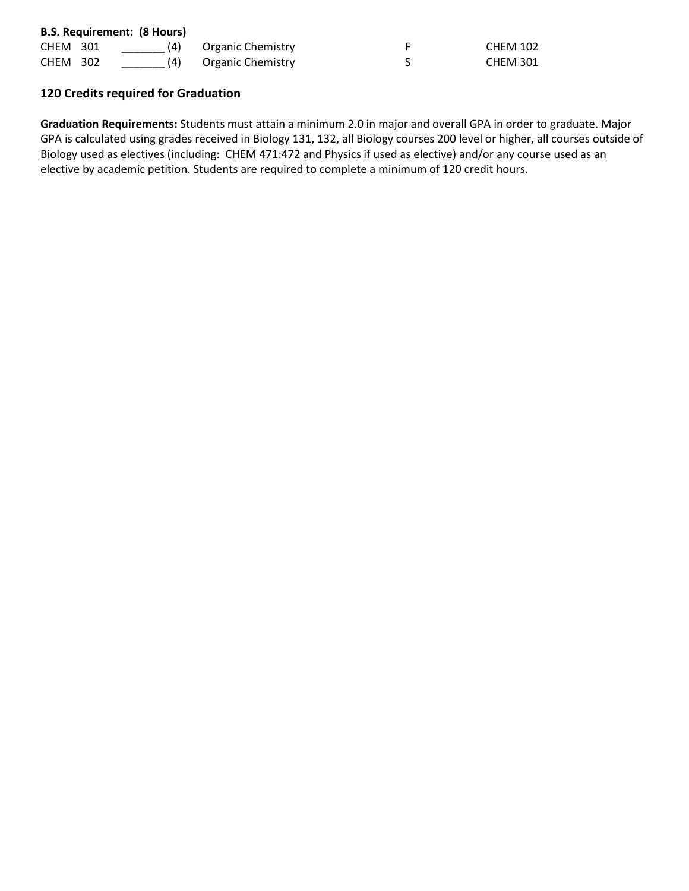**B.S. Requirement: (8 Hours)**

| | | | | | |
|---|---|---|---|---|---|
| CHEM | 301 | _______ (4) | Organic Chemistry | F | CHEM 102 |
| CHEM | 302 | _______ (4) | Organic Chemistry | S | CHEM 301 |

**120 Credits required for Graduation**

**Graduation Requirements:** Students must attain a minimum 2.0 in major and overall GPA in order to graduate. Major GPA is calculated using grades received in Biology 131, 132, all Biology courses 200 level or higher, all courses outside of Biology used as electives (including: CHEM 471:472 and Physics if used as elective) and/or any course used as an elective by academic petition. Students are required to complete a minimum of 120 credit hours.